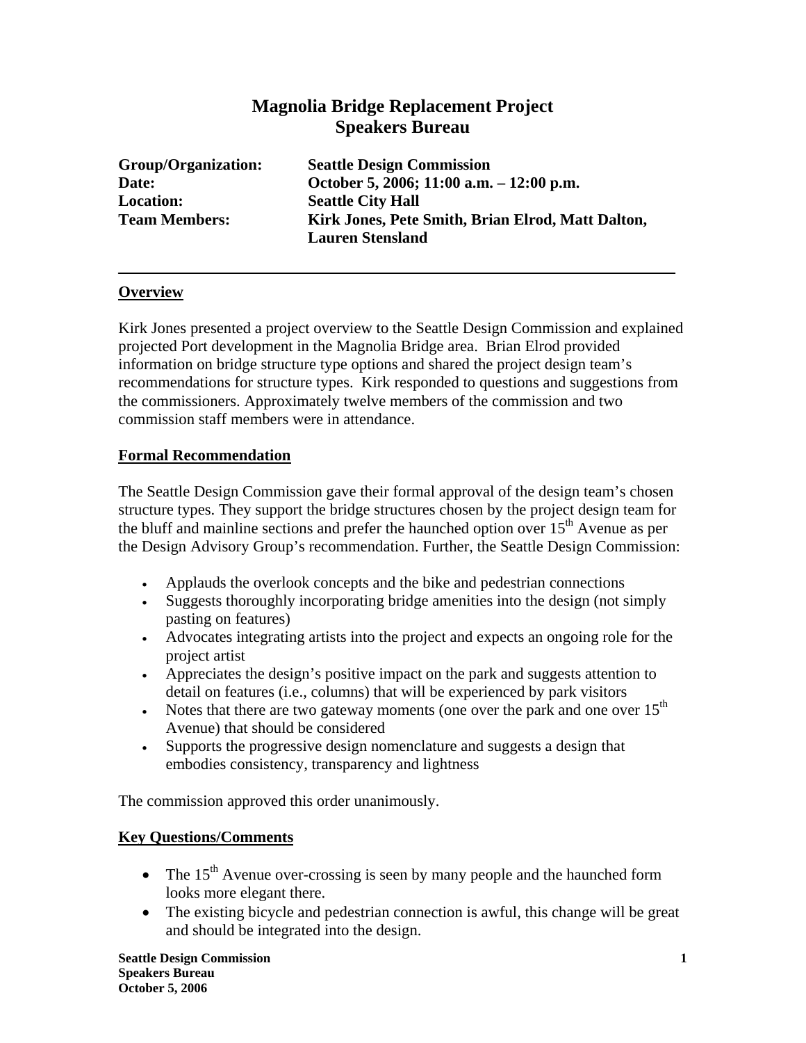# Magnolia Bridge Replacement Project
## Speakers Bureau

**Group/Organization:** Seattle Design Commission
**Date:** October 5, 2006; 11:00 a.m. – 12:00 p.m.
**Location:** Seattle City Hall
**Team Members:** Kirk Jones, Pete Smith, Brian Elrod, Matt Dalton, Lauren Stensland

---

### Overview

Kirk Jones presented a project overview to the Seattle Design Commission and explained projected Port development in the Magnolia Bridge area. Brian Elrod provided information on bridge structure type options and shared the project design team's recommendations for structure types. Kirk responded to questions and suggestions from the commissioners. Approximately twelve members of the commission and two commission staff members were in attendance.

### Formal Recommendation

The Seattle Design Commission gave their formal approval of the design team's chosen structure types. They support the bridge structures chosen by the project design team for the bluff and mainline sections and prefer the haunched option over 15th Avenue as per the Design Advisory Group's recommendation. Further, the Seattle Design Commission:

- Applauds the overlook concepts and the bike and pedestrian connections
- Suggests thoroughly incorporating bridge amenities into the design (not simply pasting on features)
- Advocates integrating artists into the project and expects an ongoing role for the project artist
- Appreciates the design's positive impact on the park and suggests attention to detail on features (i.e., columns) that will be experienced by park visitors
- Notes that there are two gateway moments (one over the park and one over 15th Avenue) that should be considered
- Supports the progressive design nomenclature and suggests a design that embodies consistency, transparency and lightness

The commission approved this order unanimously.

### Key Questions/Comments

- The 15th Avenue over-crossing is seen by many people and the haunched form looks more elegant there.
- The existing bicycle and pedestrian connection is awful, this change will be great and should be integrated into the design.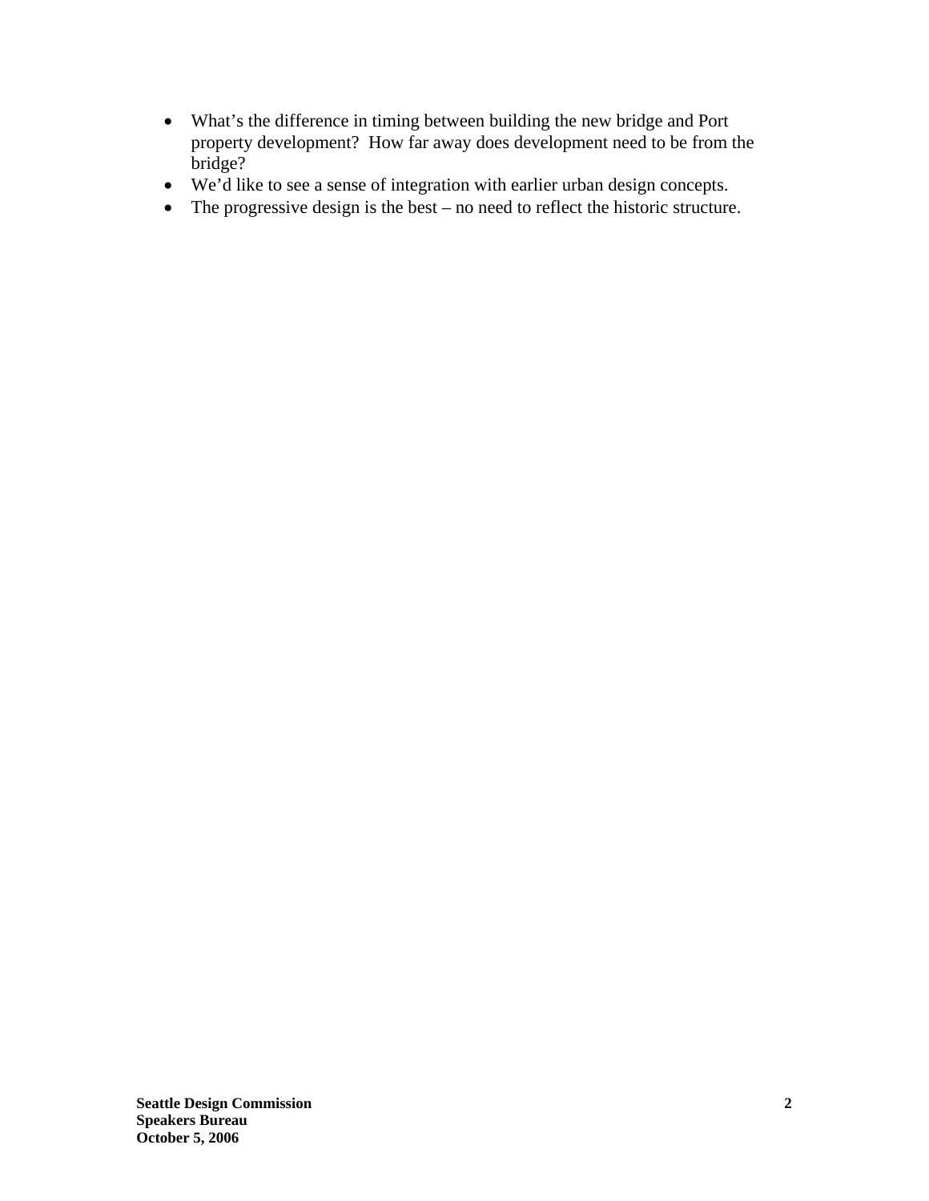- What's the difference in timing between building the new bridge and Port property development? How far away does development need to be from the bridge?
- We'd like to see a sense of integration with earlier urban design concepts.
- The progressive design is the best – no need to reflect the historic structure.